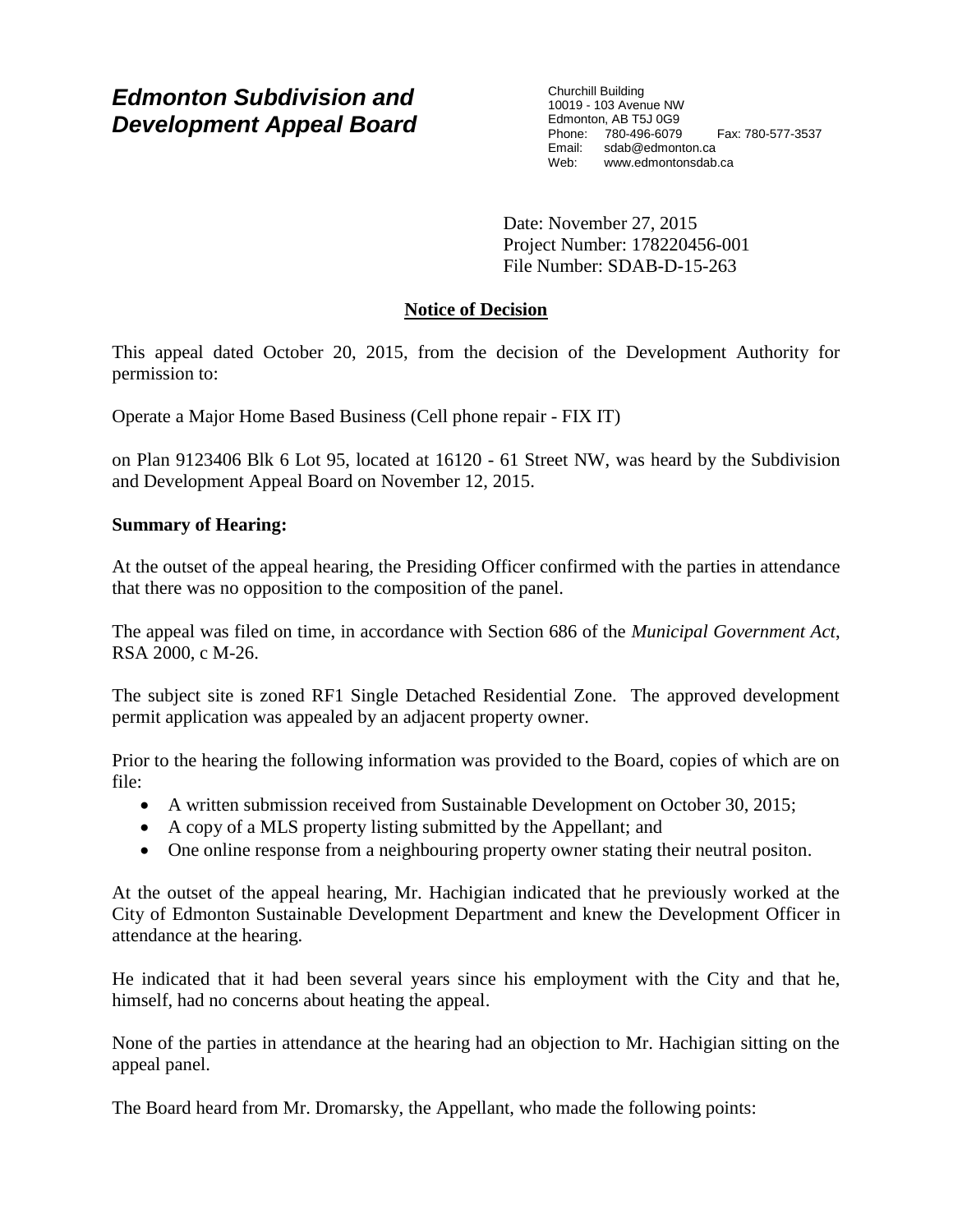# *Edmonton Subdivision and Development Appeal Board*

Churchill Building
10019 - 103 Avenue NW
Edmonton, AB T5J 0G9
Phone: 780-496-6079 Fax: 780-577-3537
Email: sdab@edmonton.ca
Web: www.edmontonsdab.ca

Date: November 27, 2015
Project Number: 178220456-001
File Number: SDAB-D-15-263

## Notice of Decision

This appeal dated October 20, 2015, from the decision of the Development Authority for permission to:

Operate a Major Home Based Business (Cell phone repair - FIX IT)

on Plan 9123406 Blk 6 Lot 95, located at 16120 - 61 Street NW, was heard by the Subdivision and Development Appeal Board on November 12, 2015.

**Summary of Hearing:**

At the outset of the appeal hearing, the Presiding Officer confirmed with the parties in attendance that there was no opposition to the composition of the panel.

The appeal was filed on time, in accordance with Section 686 of the *Municipal Government Act*, RSA 2000, c M-26.

The subject site is zoned RF1 Single Detached Residential Zone. The approved development permit application was appealed by an adjacent property owner.

Prior to the hearing the following information was provided to the Board, copies of which are on file:

- A written submission received from Sustainable Development on October 30, 2015;
- A copy of a MLS property listing submitted by the Appellant; and
- One online response from a neighbouring property owner stating their neutral positon.

At the outset of the appeal hearing, Mr. Hachigian indicated that he previously worked at the City of Edmonton Sustainable Development Department and knew the Development Officer in attendance at the hearing.

He indicated that it had been several years since his employment with the City and that he, himself, had no concerns about heating the appeal.

None of the parties in attendance at the hearing had an objection to Mr. Hachigian sitting on the appeal panel.

The Board heard from Mr. Dromarsky, the Appellant, who made the following points: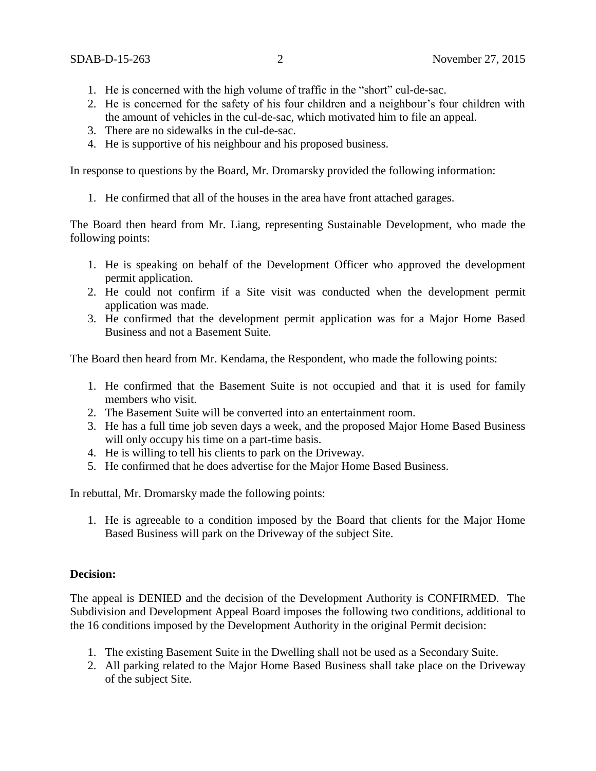1. He is concerned with the high volume of traffic in the "short" cul-de-sac.
2. He is concerned for the safety of his four children and a neighbour's four children with the amount of vehicles in the cul-de-sac, which motivated him to file an appeal.
3. There are no sidewalks in the cul-de-sac.
4. He is supportive of his neighbour and his proposed business.

In response to questions by the Board, Mr. Dromarsky provided the following information:

1. He confirmed that all of the houses in the area have front attached garages.

The Board then heard from Mr. Liang, representing Sustainable Development, who made the following points:

1. He is speaking on behalf of the Development Officer who approved the development permit application.
2. He could not confirm if a Site visit was conducted when the development permit application was made.
3. He confirmed that the development permit application was for a Major Home Based Business and not a Basement Suite.

The Board then heard from Mr. Kendama, the Respondent, who made the following points:

1. He confirmed that the Basement Suite is not occupied and that it is used for family members who visit.
2. The Basement Suite will be converted into an entertainment room.
3. He has a full time job seven days a week, and the proposed Major Home Based Business will only occupy his time on a part-time basis.
4. He is willing to tell his clients to park on the Driveway.
5. He confirmed that he does advertise for the Major Home Based Business.

In rebuttal, Mr. Dromarsky made the following points:

1. He is agreeable to a condition imposed by the Board that clients for the Major Home Based Business will park on the Driveway of the subject Site.

**Decision:**

The appeal is DENIED and the decision of the Development Authority is CONFIRMED. The Subdivision and Development Appeal Board imposes the following two conditions, additional to the 16 conditions imposed by the Development Authority in the original Permit decision:

1. The existing Basement Suite in the Dwelling shall not be used as a Secondary Suite.
2. All parking related to the Major Home Based Business shall take place on the Driveway of the subject Site.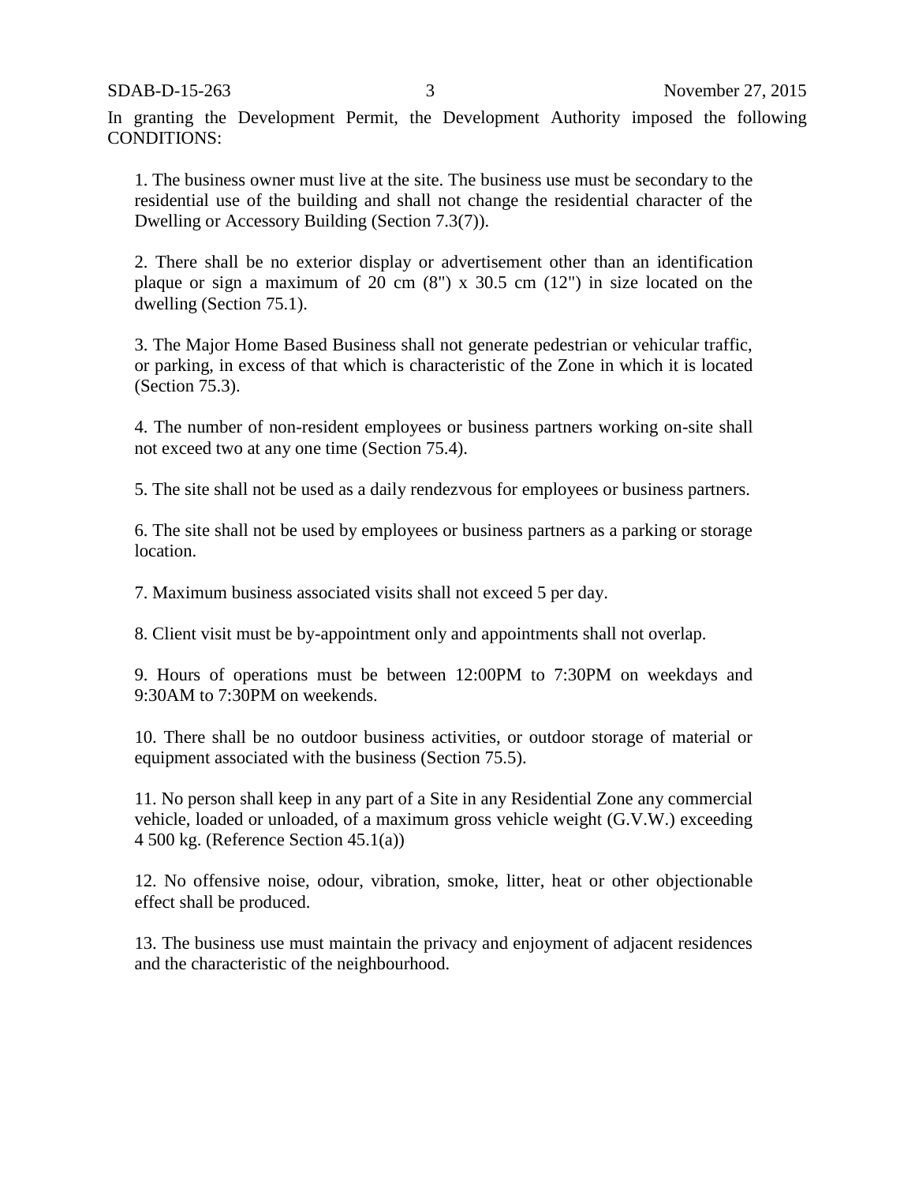In granting the Development Permit, the Development Authority imposed the following CONDITIONS:

1. The business owner must live at the site. The business use must be secondary to the residential use of the building and shall not change the residential character of the Dwelling or Accessory Building (Section 7.3(7)).

2. There shall be no exterior display or advertisement other than an identification plaque or sign a maximum of 20 cm (8") x 30.5 cm (12") in size located on the dwelling (Section 75.1).

3. The Major Home Based Business shall not generate pedestrian or vehicular traffic, or parking, in excess of that which is characteristic of the Zone in which it is located (Section 75.3).

4. The number of non-resident employees or business partners working on-site shall not exceed two at any one time (Section 75.4).

5. The site shall not be used as a daily rendezvous for employees or business partners.

6. The site shall not be used by employees or business partners as a parking or storage location.

7. Maximum business associated visits shall not exceed 5 per day.

8. Client visit must be by-appointment only and appointments shall not overlap.

9. Hours of operations must be between 12:00PM to 7:30PM on weekdays and 9:30AM to 7:30PM on weekends.

10. There shall be no outdoor business activities, or outdoor storage of material or equipment associated with the business (Section 75.5).

11. No person shall keep in any part of a Site in any Residential Zone any commercial vehicle, loaded or unloaded, of a maximum gross vehicle weight (G.V.W.) exceeding 4 500 kg. (Reference Section 45.1(a))

12. No offensive noise, odour, vibration, smoke, litter, heat or other objectionable effect shall be produced.

13. The business use must maintain the privacy and enjoyment of adjacent residences and the characteristic of the neighbourhood.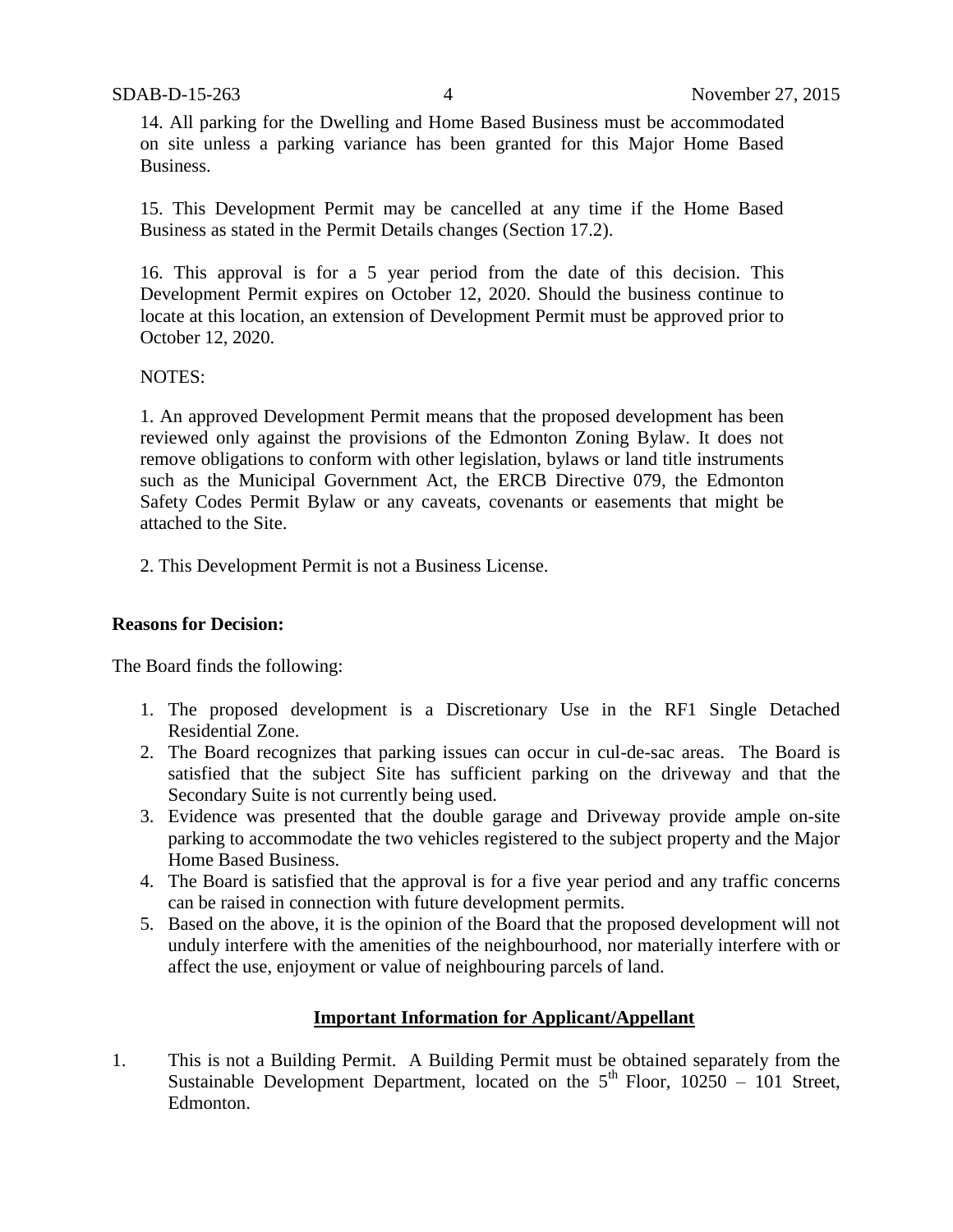14. All parking for the Dwelling and Home Based Business must be accommodated on site unless a parking variance has been granted for this Major Home Based Business.

15. This Development Permit may be cancelled at any time if the Home Based Business as stated in the Permit Details changes (Section 17.2).

16. This approval is for a 5 year period from the date of this decision. This Development Permit expires on October 12, 2020. Should the business continue to locate at this location, an extension of Development Permit must be approved prior to October 12, 2020.

NOTES:

1. An approved Development Permit means that the proposed development has been reviewed only against the provisions of the Edmonton Zoning Bylaw. It does not remove obligations to conform with other legislation, bylaws or land title instruments such as the Municipal Government Act, the ERCB Directive 079, the Edmonton Safety Codes Permit Bylaw or any caveats, covenants or easements that might be attached to the Site.

2. This Development Permit is not a Business License.

**Reasons for Decision:**

The Board finds the following:

1. The proposed development is a Discretionary Use in the RF1 Single Detached Residential Zone.
2. The Board recognizes that parking issues can occur in cul-de-sac areas. The Board is satisfied that the subject Site has sufficient parking on the driveway and that the Secondary Suite is not currently being used.
3. Evidence was presented that the double garage and Driveway provide ample on-site parking to accommodate the two vehicles registered to the subject property and the Major Home Based Business.
4. The Board is satisfied that the approval is for a five year period and any traffic concerns can be raised in connection with future development permits.
5. Based on the above, it is the opinion of the Board that the proposed development will not unduly interfere with the amenities of the neighbourhood, nor materially interfere with or affect the use, enjoyment or value of neighbouring parcels of land.

**Important Information for Applicant/Appellant**

1. This is not a Building Permit. A Building Permit must be obtained separately from the Sustainable Development Department, located on the 5th Floor, 10250 – 101 Street, Edmonton.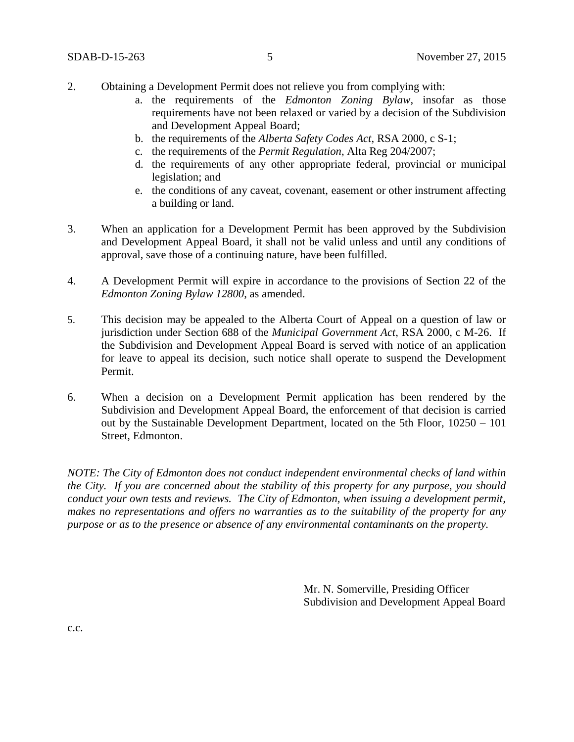2. Obtaining a Development Permit does not relieve you from complying with:
   a. the requirements of the *Edmonton Zoning Bylaw*, insofar as those requirements have not been relaxed or varied by a decision of the Subdivision and Development Appeal Board;
   b. the requirements of the *Alberta Safety Codes Act*, RSA 2000, c S-1;
   c. the requirements of the *Permit Regulation*, Alta Reg 204/2007;
   d. the requirements of any other appropriate federal, provincial or municipal legislation; and
   e. the conditions of any caveat, covenant, easement or other instrument affecting a building or land.

3. When an application for a Development Permit has been approved by the Subdivision and Development Appeal Board, it shall not be valid unless and until any conditions of approval, save those of a continuing nature, have been fulfilled.

4. A Development Permit will expire in accordance to the provisions of Section 22 of the *Edmonton Zoning Bylaw 12800*, as amended.

5. This decision may be appealed to the Alberta Court of Appeal on a question of law or jurisdiction under Section 688 of the *Municipal Government Act*, RSA 2000, c M-26. If the Subdivision and Development Appeal Board is served with notice of an application for leave to appeal its decision, such notice shall operate to suspend the Development Permit.

6. When a decision on a Development Permit application has been rendered by the Subdivision and Development Appeal Board, the enforcement of that decision is carried out by the Sustainable Development Department, located on the 5th Floor, 10250 – 101 Street, Edmonton.

*NOTE: The City of Edmonton does not conduct independent environmental checks of land within the City. If you are concerned about the stability of this property for any purpose, you should conduct your own tests and reviews. The City of Edmonton, when issuing a development permit, makes no representations and offers no warranties as to the suitability of the property for any purpose or as to the presence or absence of any environmental contaminants on the property.*

Mr. N. Somerville, Presiding Officer
Subdivision and Development Appeal Board

c.c.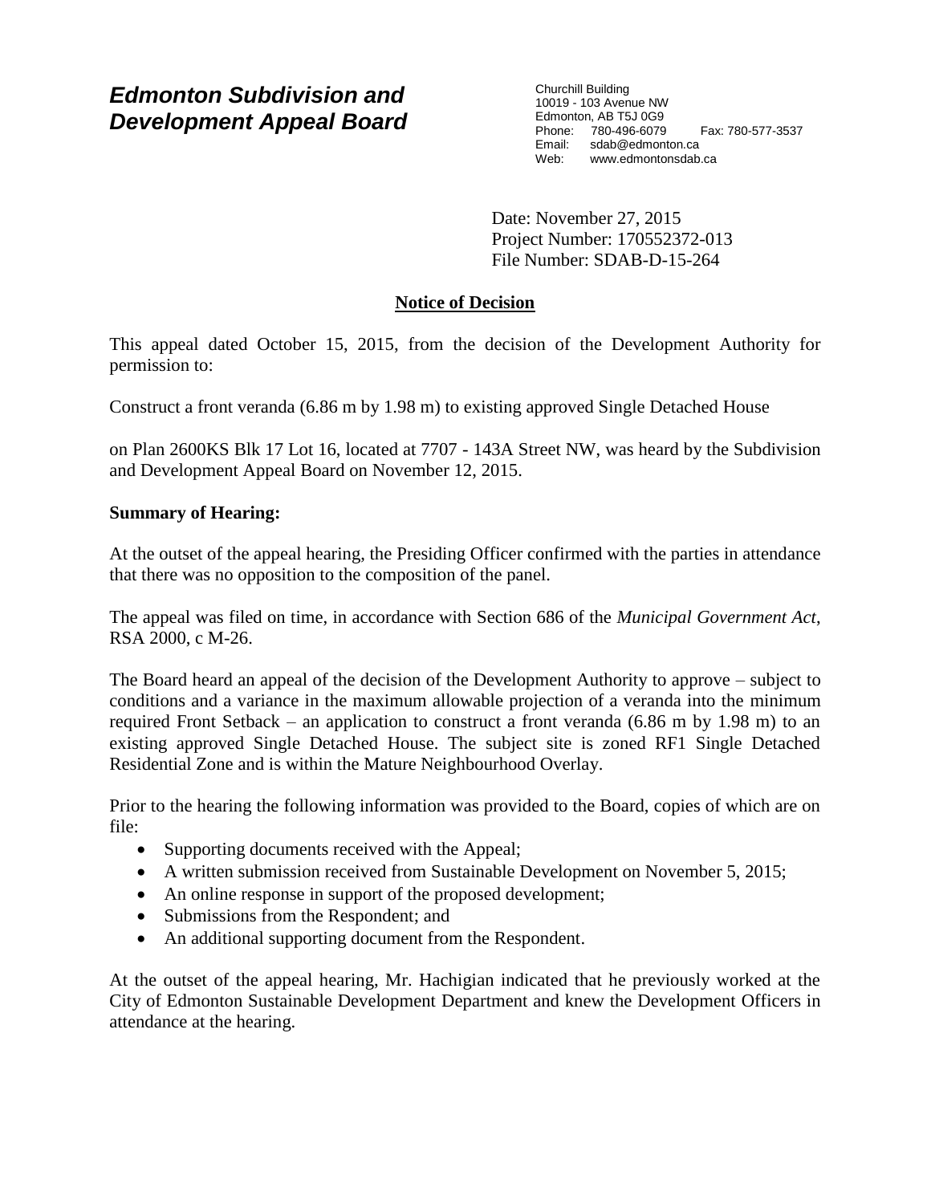# *Edmonton Subdivision and Development Appeal Board*

Churchill Building
10019 - 103 Avenue NW
Edmonton, AB T5J 0G9
Phone: 780-496-6079 Fax: 780-577-3537
Email: sdab@edmonton.ca
Web: www.edmontonsdab.ca

Date: November 27, 2015
Project Number: 170552372-013
File Number: SDAB-D-15-264

## Notice of Decision

This appeal dated October 15, 2015, from the decision of the Development Authority for permission to:

Construct a front veranda (6.86 m by 1.98 m) to existing approved Single Detached House

on Plan 2600KS Blk 17 Lot 16, located at 7707 - 143A Street NW, was heard by the Subdivision and Development Appeal Board on November 12, 2015.

**Summary of Hearing:**

At the outset of the appeal hearing, the Presiding Officer confirmed with the parties in attendance that there was no opposition to the composition of the panel.

The appeal was filed on time, in accordance with Section 686 of the *Municipal Government Act*, RSA 2000, c M-26.

The Board heard an appeal of the decision of the Development Authority to approve – subject to conditions and a variance in the maximum allowable projection of a veranda into the minimum required Front Setback – an application to construct a front veranda (6.86 m by 1.98 m) to an existing approved Single Detached House. The subject site is zoned RF1 Single Detached Residential Zone and is within the Mature Neighbourhood Overlay.

Prior to the hearing the following information was provided to the Board, copies of which are on file:

- Supporting documents received with the Appeal;
- A written submission received from Sustainable Development on November 5, 2015;
- An online response in support of the proposed development;
- Submissions from the Respondent; and
- An additional supporting document from the Respondent.

At the outset of the appeal hearing, Mr. Hachigian indicated that he previously worked at the City of Edmonton Sustainable Development Department and knew the Development Officers in attendance at the hearing.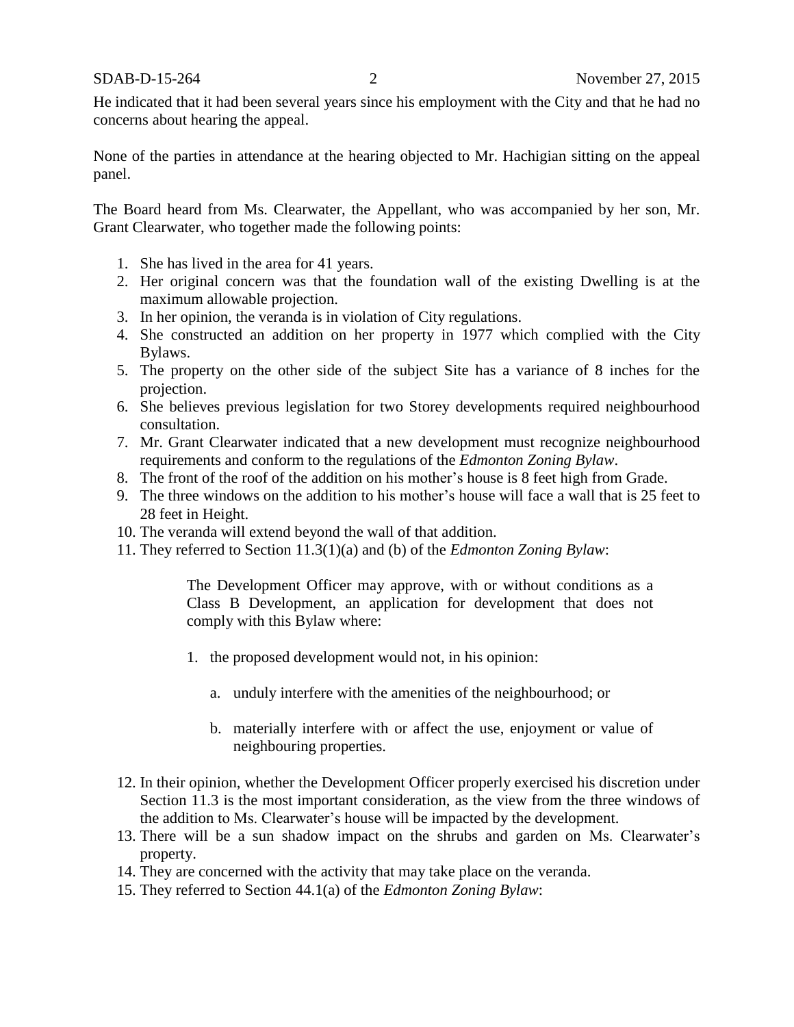He indicated that it had been several years since his employment with the City and that he had no concerns about hearing the appeal.

None of the parties in attendance at the hearing objected to Mr. Hachigian sitting on the appeal panel.

The Board heard from Ms. Clearwater, the Appellant, who was accompanied by her son, Mr. Grant Clearwater, who together made the following points:

1. She has lived in the area for 41 years.
2. Her original concern was that the foundation wall of the existing Dwelling is at the maximum allowable projection.
3. In her opinion, the veranda is in violation of City regulations.
4. She constructed an addition on her property in 1977 which complied with the City Bylaws.
5. The property on the other side of the subject Site has a variance of 8 inches for the projection.
6. She believes previous legislation for two Storey developments required neighbourhood consultation.
7. Mr. Grant Clearwater indicated that a new development must recognize neighbourhood requirements and conform to the regulations of the *Edmonton Zoning Bylaw*.
8. The front of the roof of the addition on his mother's house is 8 feet high from Grade.
9. The three windows on the addition to his mother's house will face a wall that is 25 feet to 28 feet in Height.
10. The veranda will extend beyond the wall of that addition.
11. They referred to Section 11.3(1)(a) and (b) of the *Edmonton Zoning Bylaw*:

    > The Development Officer may approve, with or without conditions as a Class B Development, an application for development that does not comply with this Bylaw where:
    >
    > 1. the proposed development would not, in his opinion:
    >
    >     a. unduly interfere with the amenities of the neighbourhood; or
    >
    >     b. materially interfere with or affect the use, enjoyment or value of neighbouring properties.

12. In their opinion, whether the Development Officer properly exercised his discretion under Section 11.3 is the most important consideration, as the view from the three windows of the addition to Ms. Clearwater's house will be impacted by the development.
13. There will be a sun shadow impact on the shrubs and garden on Ms. Clearwater's property.
14. They are concerned with the activity that may take place on the veranda.
15. They referred to Section 44.1(a) of the *Edmonton Zoning Bylaw*: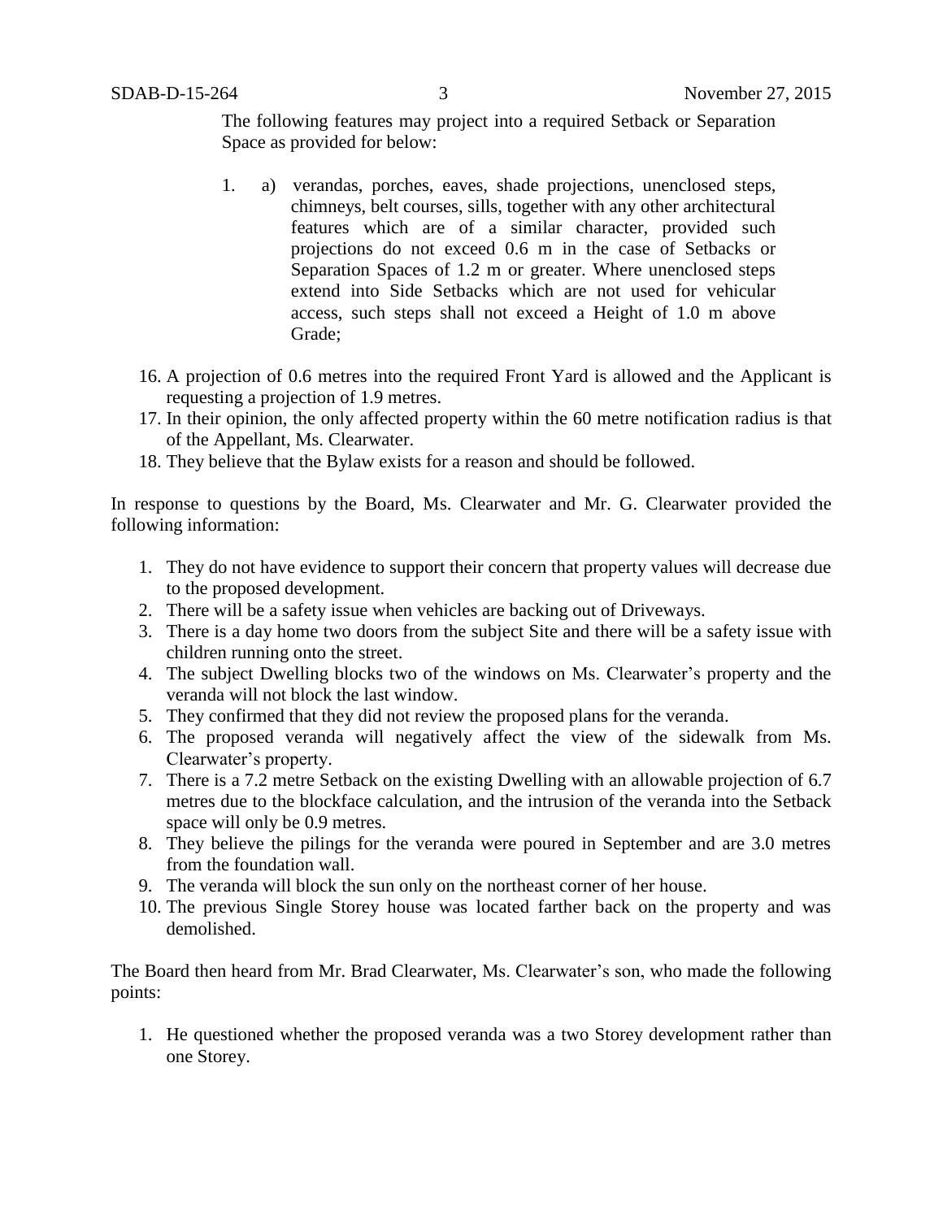The following features may project into a required Setback or Separation Space as provided for below:

1. a) verandas, porches, eaves, shade projections, unenclosed steps, chimneys, belt courses, sills, together with any other architectural features which are of a similar character, provided such projections do not exceed 0.6 m in the case of Setbacks or Separation Spaces of 1.2 m or greater. Where unenclosed steps extend into Side Setbacks which are not used for vehicular access, such steps shall not exceed a Height of 1.0 m above Grade;

16. A projection of 0.6 metres into the required Front Yard is allowed and the Applicant is requesting a projection of 1.9 metres.
17. In their opinion, the only affected property within the 60 metre notification radius is that of the Appellant, Ms. Clearwater.
18. They believe that the Bylaw exists for a reason and should be followed.

In response to questions by the Board, Ms. Clearwater and Mr. G. Clearwater provided the following information:

1. They do not have evidence to support their concern that property values will decrease due to the proposed development.
2. There will be a safety issue when vehicles are backing out of Driveways.
3. There is a day home two doors from the subject Site and there will be a safety issue with children running onto the street.
4. The subject Dwelling blocks two of the windows on Ms. Clearwater's property and the veranda will not block the last window.
5. They confirmed that they did not review the proposed plans for the veranda.
6. The proposed veranda will negatively affect the view of the sidewalk from Ms. Clearwater's property.
7. There is a 7.2 metre Setback on the existing Dwelling with an allowable projection of 6.7 metres due to the blockface calculation, and the intrusion of the veranda into the Setback space will only be 0.9 metres.
8. They believe the pilings for the veranda were poured in September and are 3.0 metres from the foundation wall.
9. The veranda will block the sun only on the northeast corner of her house.
10. The previous Single Storey house was located farther back on the property and was demolished.

The Board then heard from Mr. Brad Clearwater, Ms. Clearwater's son, who made the following points:

1. He questioned whether the proposed veranda was a two Storey development rather than one Storey.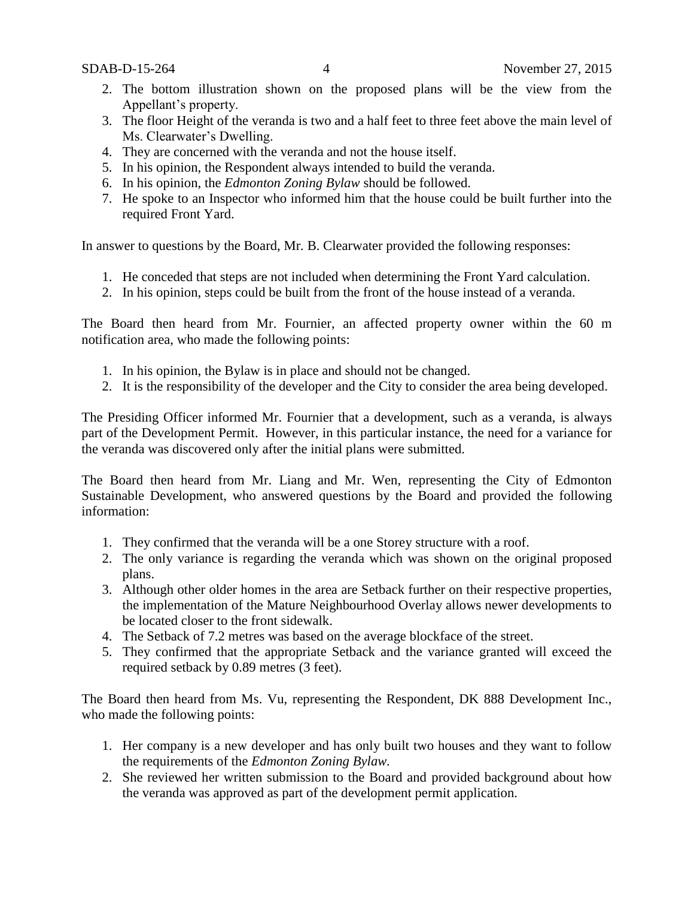2. The bottom illustration shown on the proposed plans will be the view from the Appellant's property.
3. The floor Height of the veranda is two and a half feet to three feet above the main level of Ms. Clearwater's Dwelling.
4. They are concerned with the veranda and not the house itself.
5. In his opinion, the Respondent always intended to build the veranda.
6. In his opinion, the *Edmonton Zoning Bylaw* should be followed.
7. He spoke to an Inspector who informed him that the house could be built further into the required Front Yard.

In answer to questions by the Board, Mr. B. Clearwater provided the following responses:

1. He conceded that steps are not included when determining the Front Yard calculation.
2. In his opinion, steps could be built from the front of the house instead of a veranda.

The Board then heard from Mr. Fournier, an affected property owner within the 60 m notification area, who made the following points:

1. In his opinion, the Bylaw is in place and should not be changed.
2. It is the responsibility of the developer and the City to consider the area being developed.

The Presiding Officer informed Mr. Fournier that a development, such as a veranda, is always part of the Development Permit. However, in this particular instance, the need for a variance for the veranda was discovered only after the initial plans were submitted.

The Board then heard from Mr. Liang and Mr. Wen, representing the City of Edmonton Sustainable Development, who answered questions by the Board and provided the following information:

1. They confirmed that the veranda will be a one Storey structure with a roof.
2. The only variance is regarding the veranda which was shown on the original proposed plans.
3. Although other older homes in the area are Setback further on their respective properties, the implementation of the Mature Neighbourhood Overlay allows newer developments to be located closer to the front sidewalk.
4. The Setback of 7.2 metres was based on the average blockface of the street.
5. They confirmed that the appropriate Setback and the variance granted will exceed the required setback by 0.89 metres (3 feet).

The Board then heard from Ms. Vu, representing the Respondent, DK 888 Development Inc., who made the following points:

1. Her company is a new developer and has only built two houses and they want to follow the requirements of the *Edmonton Zoning Bylaw.*
2. She reviewed her written submission to the Board and provided background about how the veranda was approved as part of the development permit application.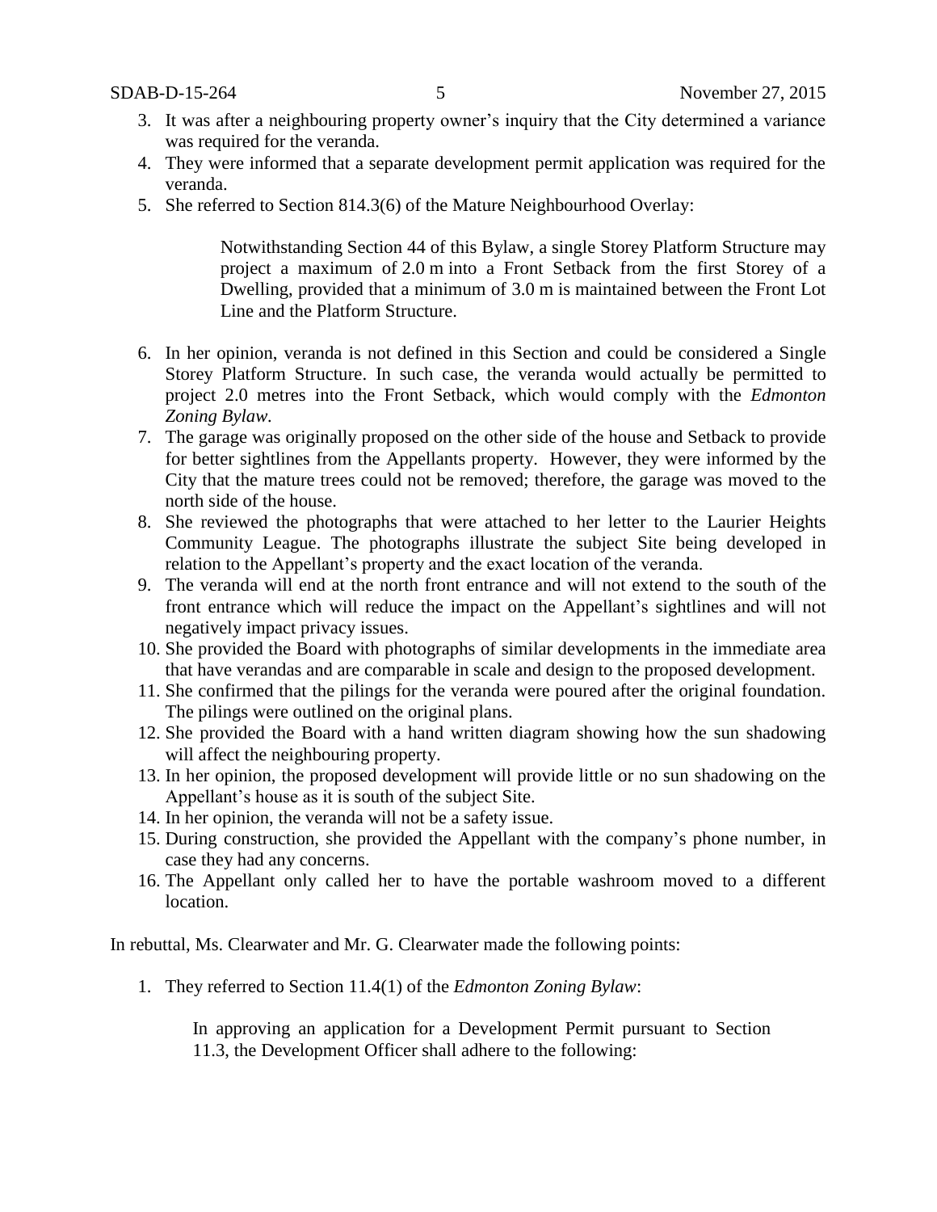3. It was after a neighbouring property owner's inquiry that the City determined a variance was required for the veranda.
4. They were informed that a separate development permit application was required for the veranda.
5. She referred to Section 814.3(6) of the Mature Neighbourhood Overlay:

   > Notwithstanding Section 44 of this Bylaw, a single Storey Platform Structure may project a maximum of 2.0 m into a Front Setback from the first Storey of a Dwelling, provided that a minimum of 3.0 m is maintained between the Front Lot Line and the Platform Structure.

6. In her opinion, veranda is not defined in this Section and could be considered a Single Storey Platform Structure. In such case, the veranda would actually be permitted to project 2.0 metres into the Front Setback, which would comply with the *Edmonton Zoning Bylaw*.
7. The garage was originally proposed on the other side of the house and Setback to provide for better sightlines from the Appellants property. However, they were informed by the City that the mature trees could not be removed; therefore, the garage was moved to the north side of the house.
8. She reviewed the photographs that were attached to her letter to the Laurier Heights Community League. The photographs illustrate the subject Site being developed in relation to the Appellant's property and the exact location of the veranda.
9. The veranda will end at the north front entrance and will not extend to the south of the front entrance which will reduce the impact on the Appellant's sightlines and will not negatively impact privacy issues.
10. She provided the Board with photographs of similar developments in the immediate area that have verandas and are comparable in scale and design to the proposed development.
11. She confirmed that the pilings for the veranda were poured after the original foundation. The pilings were outlined on the original plans.
12. She provided the Board with a hand written diagram showing how the sun shadowing will affect the neighbouring property.
13. In her opinion, the proposed development will provide little or no sun shadowing on the Appellant's house as it is south of the subject Site.
14. In her opinion, the veranda will not be a safety issue.
15. During construction, she provided the Appellant with the company's phone number, in case they had any concerns.
16. The Appellant only called her to have the portable washroom moved to a different location.

In rebuttal, Ms. Clearwater and Mr. G. Clearwater made the following points:

1. They referred to Section 11.4(1) of the *Edmonton Zoning Bylaw*:

   > In approving an application for a Development Permit pursuant to Section 11.3, the Development Officer shall adhere to the following: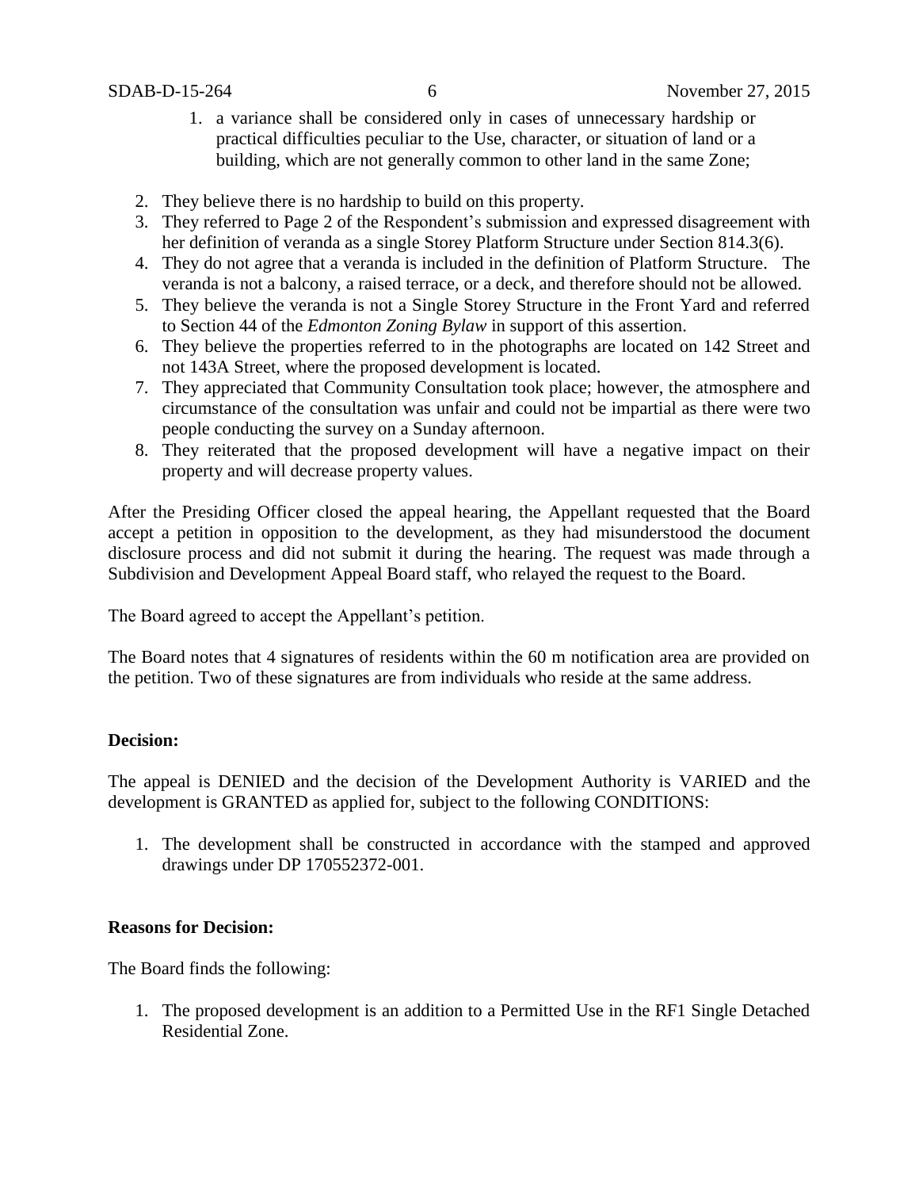1. a variance shall be considered only in cases of unnecessary hardship or practical difficulties peculiar to the Use, character, or situation of land or a building, which are not generally common to other land in the same Zone;

2. They believe there is no hardship to build on this property.
3. They referred to Page 2 of the Respondent's submission and expressed disagreement with her definition of veranda as a single Storey Platform Structure under Section 814.3(6).
4. They do not agree that a veranda is included in the definition of Platform Structure. The veranda is not a balcony, a raised terrace, or a deck, and therefore should not be allowed.
5. They believe the veranda is not a Single Storey Structure in the Front Yard and referred to Section 44 of the *Edmonton Zoning Bylaw* in support of this assertion.
6. They believe the properties referred to in the photographs are located on 142 Street and not 143A Street, where the proposed development is located.
7. They appreciated that Community Consultation took place; however, the atmosphere and circumstance of the consultation was unfair and could not be impartial as there were two people conducting the survey on a Sunday afternoon.
8. They reiterated that the proposed development will have a negative impact on their property and will decrease property values.

After the Presiding Officer closed the appeal hearing, the Appellant requested that the Board accept a petition in opposition to the development, as they had misunderstood the document disclosure process and did not submit it during the hearing. The request was made through a Subdivision and Development Appeal Board staff, who relayed the request to the Board.

The Board agreed to accept the Appellant's petition.

The Board notes that 4 signatures of residents within the 60 m notification area are provided on the petition. Two of these signatures are from individuals who reside at the same address.

**Decision:**

The appeal is DENIED and the decision of the Development Authority is VARIED and the development is GRANTED as applied for, subject to the following CONDITIONS:

1. The development shall be constructed in accordance with the stamped and approved drawings under DP 170552372-001.

**Reasons for Decision:**

The Board finds the following:

1. The proposed development is an addition to a Permitted Use in the RF1 Single Detached Residential Zone.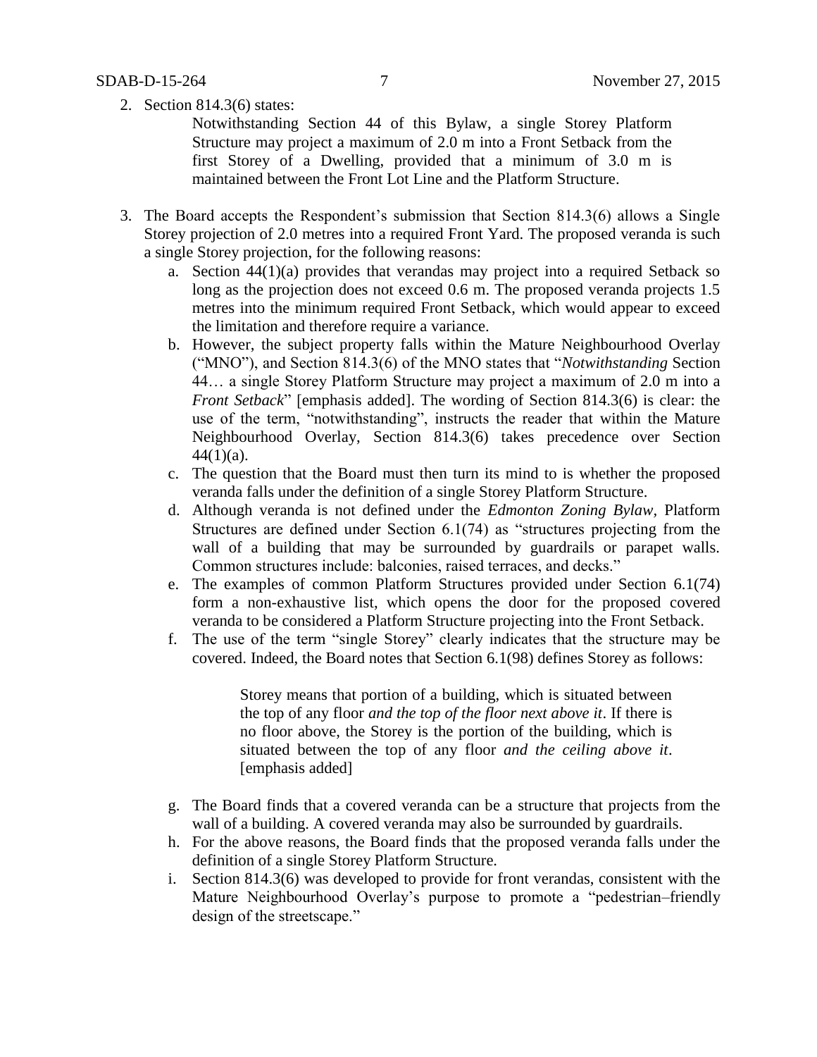2. Section 814.3(6) states:

   Notwithstanding Section 44 of this Bylaw, a single Storey Platform Structure may project a maximum of 2.0 m into a Front Setback from the first Storey of a Dwelling, provided that a minimum of 3.0 m is maintained between the Front Lot Line and the Platform Structure.

3. The Board accepts the Respondent's submission that Section 814.3(6) allows a Single Storey projection of 2.0 metres into a required Front Yard. The proposed veranda is such a single Storey projection, for the following reasons:
   a. Section 44(1)(a) provides that verandas may project into a required Setback so long as the projection does not exceed 0.6 m. The proposed veranda projects 1.5 metres into the minimum required Front Setback, which would appear to exceed the limitation and therefore require a variance.
   b. However, the subject property falls within the Mature Neighbourhood Overlay ("MNO"), and Section 814.3(6) of the MNO states that "*Notwithstanding* Section 44… a single Storey Platform Structure may project a maximum of 2.0 m into a *Front Setback*" [emphasis added]. The wording of Section 814.3(6) is clear: the use of the term, "notwithstanding", instructs the reader that within the Mature Neighbourhood Overlay, Section 814.3(6) takes precedence over Section 44(1)(a).
   c. The question that the Board must then turn its mind to is whether the proposed veranda falls under the definition of a single Storey Platform Structure.
   d. Although veranda is not defined under the *Edmonton Zoning Bylaw*, Platform Structures are defined under Section 6.1(74) as "structures projecting from the wall of a building that may be surrounded by guardrails or parapet walls. Common structures include: balconies, raised terraces, and decks."
   e. The examples of common Platform Structures provided under Section 6.1(74) form a non-exhaustive list, which opens the door for the proposed covered veranda to be considered a Platform Structure projecting into the Front Setback.
   f. The use of the term "single Storey" clearly indicates that the structure may be covered. Indeed, the Board notes that Section 6.1(98) defines Storey as follows:

      Storey means that portion of a building, which is situated between the top of any floor *and the top of the floor next above it*. If there is no floor above, the Storey is the portion of the building, which is situated between the top of any floor *and the ceiling above it*. [emphasis added]

   g. The Board finds that a covered veranda can be a structure that projects from the wall of a building. A covered veranda may also be surrounded by guardrails.
   h. For the above reasons, the Board finds that the proposed veranda falls under the definition of a single Storey Platform Structure.
   i. Section 814.3(6) was developed to provide for front verandas, consistent with the Mature Neighbourhood Overlay's purpose to promote a "pedestrian–friendly design of the streetscape."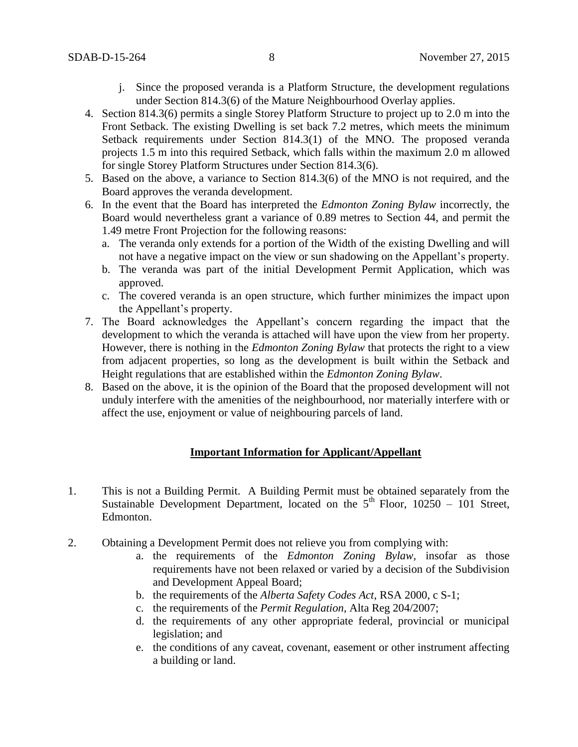j. Since the proposed veranda is a Platform Structure, the development regulations under Section 814.3(6) of the Mature Neighbourhood Overlay applies.

4. Section 814.3(6) permits a single Storey Platform Structure to project up to 2.0 m into the Front Setback. The existing Dwelling is set back 7.2 metres, which meets the minimum Setback requirements under Section 814.3(1) of the MNO. The proposed veranda projects 1.5 m into this required Setback, which falls within the maximum 2.0 m allowed for single Storey Platform Structures under Section 814.3(6).

5. Based on the above, a variance to Section 814.3(6) of the MNO is not required, and the Board approves the veranda development.

6. In the event that the Board has interpreted the *Edmonton Zoning Bylaw* incorrectly, the Board would nevertheless grant a variance of 0.89 metres to Section 44, and permit the 1.49 metre Front Projection for the following reasons:
   a. The veranda only extends for a portion of the Width of the existing Dwelling and will not have a negative impact on the view or sun shadowing on the Appellant's property.
   b. The veranda was part of the initial Development Permit Application, which was approved.
   c. The covered veranda is an open structure, which further minimizes the impact upon the Appellant's property.

7. The Board acknowledges the Appellant's concern regarding the impact that the development to which the veranda is attached will have upon the view from her property. However, there is nothing in the *Edmonton Zoning Bylaw* that protects the right to a view from adjacent properties, so long as the development is built within the Setback and Height regulations that are established within the *Edmonton Zoning Bylaw*.

8. Based on the above, it is the opinion of the Board that the proposed development will not unduly interfere with the amenities of the neighbourhood, nor materially interfere with or affect the use, enjoyment or value of neighbouring parcels of land.

## **Important Information for Applicant/Appellant**

1. This is not a Building Permit. A Building Permit must be obtained separately from the Sustainable Development Department, located on the 5th Floor, 10250 – 101 Street, Edmonton.

2. Obtaining a Development Permit does not relieve you from complying with:
   a. the requirements of the *Edmonton Zoning Bylaw*, insofar as those requirements have not been relaxed or varied by a decision of the Subdivision and Development Appeal Board;
   b. the requirements of the *Alberta Safety Codes Act*, RSA 2000, c S-1;
   c. the requirements of the *Permit Regulation*, Alta Reg 204/2007;
   d. the requirements of any other appropriate federal, provincial or municipal legislation; and
   e. the conditions of any caveat, covenant, easement or other instrument affecting a building or land.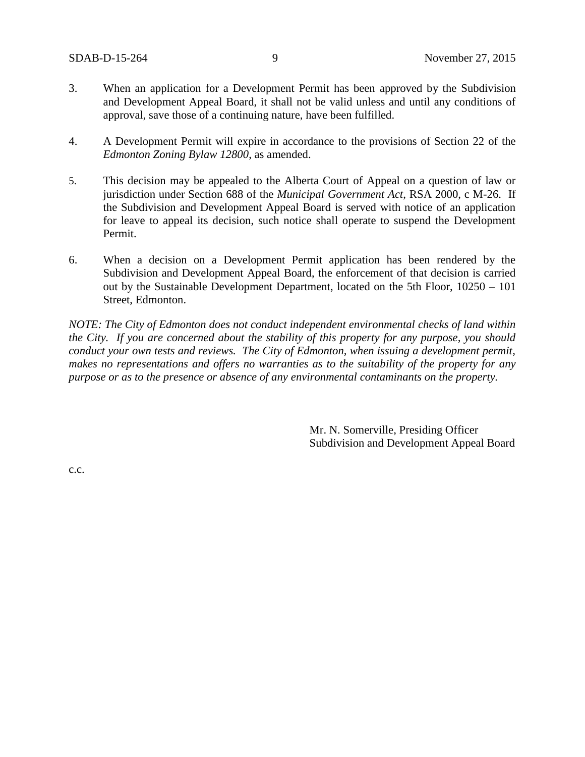3. When an application for a Development Permit has been approved by the Subdivision and Development Appeal Board, it shall not be valid unless and until any conditions of approval, save those of a continuing nature, have been fulfilled.

4. A Development Permit will expire in accordance to the provisions of Section 22 of the *Edmonton Zoning Bylaw 12800*, as amended.

5. This decision may be appealed to the Alberta Court of Appeal on a question of law or jurisdiction under Section 688 of the *Municipal Government Act*, RSA 2000, c M-26. If the Subdivision and Development Appeal Board is served with notice of an application for leave to appeal its decision, such notice shall operate to suspend the Development Permit.

6. When a decision on a Development Permit application has been rendered by the Subdivision and Development Appeal Board, the enforcement of that decision is carried out by the Sustainable Development Department, located on the 5th Floor, 10250 – 101 Street, Edmonton.

*NOTE: The City of Edmonton does not conduct independent environmental checks of land within the City. If you are concerned about the stability of this property for any purpose, you should conduct your own tests and reviews. The City of Edmonton, when issuing a development permit, makes no representations and offers no warranties as to the suitability of the property for any purpose or as to the presence or absence of any environmental contaminants on the property.*

Mr. N. Somerville, Presiding Officer
Subdivision and Development Appeal Board

c.c.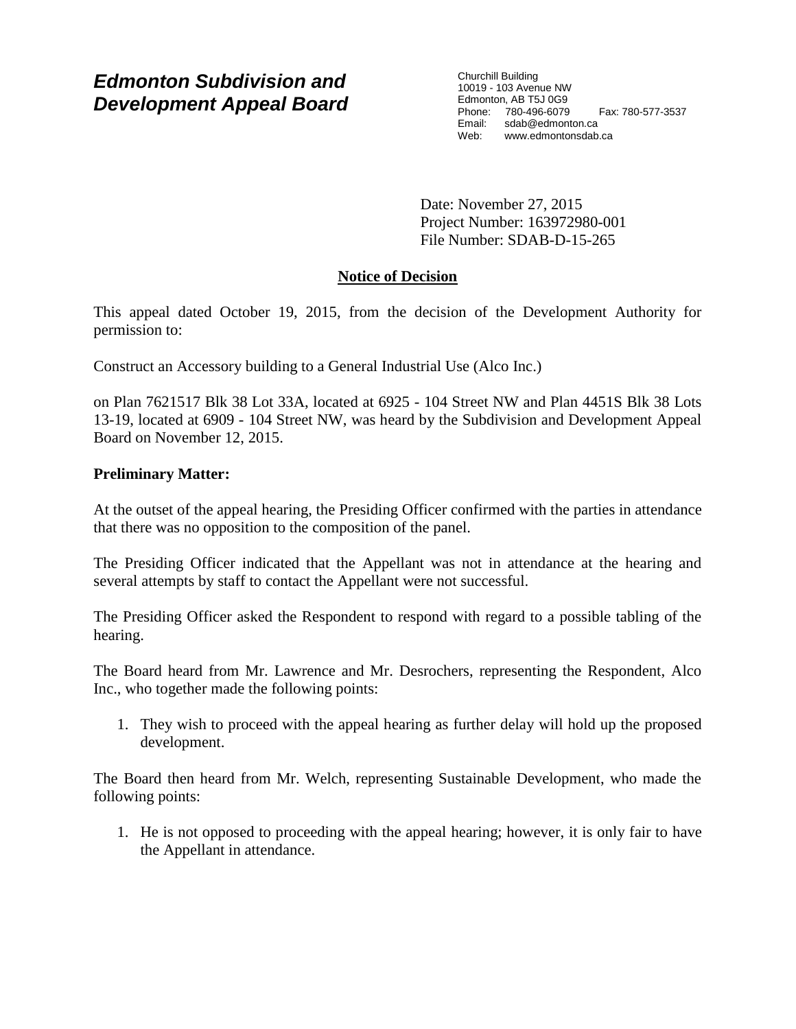# *Edmonton Subdivision and Development Appeal Board*

Churchill Building
10019 - 103 Avenue NW
Edmonton, AB T5J 0G9
Phone: 780-496-6079 Fax: 780-577-3537
Email: sdab@edmonton.ca
Web: www.edmontonsdab.ca

Date: November 27, 2015
Project Number: 163972980-001
File Number: SDAB-D-15-265

## Notice of Decision

This appeal dated October 19, 2015, from the decision of the Development Authority for permission to:

Construct an Accessory building to a General Industrial Use (Alco Inc.)

on Plan 7621517 Blk 38 Lot 33A, located at 6925 - 104 Street NW and Plan 4451S Blk 38 Lots 13-19, located at 6909 - 104 Street NW, was heard by the Subdivision and Development Appeal Board on November 12, 2015.

**Preliminary Matter:**

At the outset of the appeal hearing, the Presiding Officer confirmed with the parties in attendance that there was no opposition to the composition of the panel.

The Presiding Officer indicated that the Appellant was not in attendance at the hearing and several attempts by staff to contact the Appellant were not successful.

The Presiding Officer asked the Respondent to respond with regard to a possible tabling of the hearing.

The Board heard from Mr. Lawrence and Mr. Desrochers, representing the Respondent, Alco Inc., who together made the following points:

1. They wish to proceed with the appeal hearing as further delay will hold up the proposed development.

The Board then heard from Mr. Welch, representing Sustainable Development, who made the following points:

1. He is not opposed to proceeding with the appeal hearing; however, it is only fair to have the Appellant in attendance.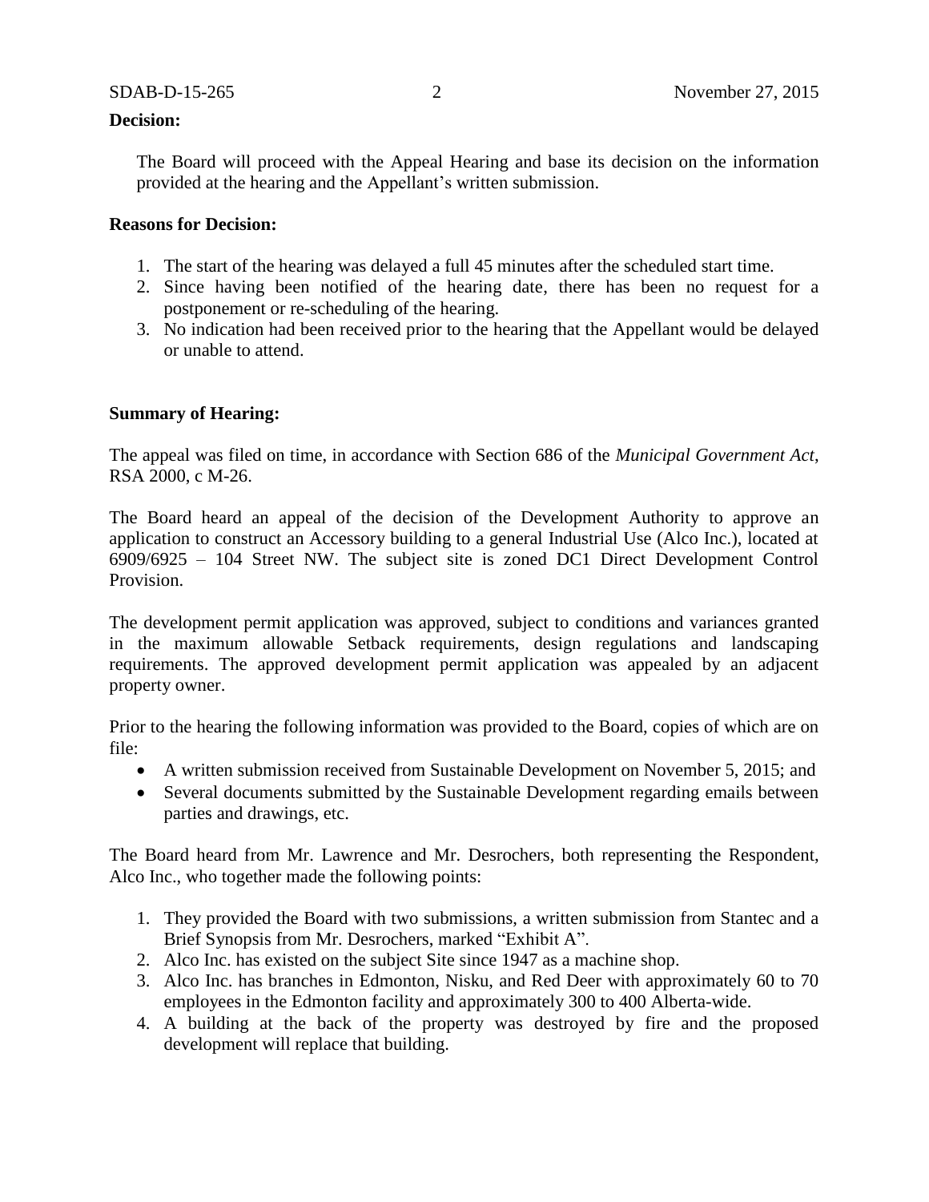**Decision:**

The Board will proceed with the Appeal Hearing and base its decision on the information provided at the hearing and the Appellant's written submission.

**Reasons for Decision:**

1. The start of the hearing was delayed a full 45 minutes after the scheduled start time.
2. Since having been notified of the hearing date, there has been no request for a postponement or re-scheduling of the hearing.
3. No indication had been received prior to the hearing that the Appellant would be delayed or unable to attend.

**Summary of Hearing:**

The appeal was filed on time, in accordance with Section 686 of the *Municipal Government Act*, RSA 2000, c M-26.

The Board heard an appeal of the decision of the Development Authority to approve an application to construct an Accessory building to a general Industrial Use (Alco Inc.), located at 6909/6925 – 104 Street NW. The subject site is zoned DC1 Direct Development Control Provision.

The development permit application was approved, subject to conditions and variances granted in the maximum allowable Setback requirements, design regulations and landscaping requirements. The approved development permit application was appealed by an adjacent property owner.

Prior to the hearing the following information was provided to the Board, copies of which are on file:

- A written submission received from Sustainable Development on November 5, 2015; and
- Several documents submitted by the Sustainable Development regarding emails between parties and drawings, etc.

The Board heard from Mr. Lawrence and Mr. Desrochers, both representing the Respondent, Alco Inc., who together made the following points:

1. They provided the Board with two submissions, a written submission from Stantec and a Brief Synopsis from Mr. Desrochers, marked "Exhibit A".
2. Alco Inc. has existed on the subject Site since 1947 as a machine shop.
3. Alco Inc. has branches in Edmonton, Nisku, and Red Deer with approximately 60 to 70 employees in the Edmonton facility and approximately 300 to 400 Alberta-wide.
4. A building at the back of the property was destroyed by fire and the proposed development will replace that building.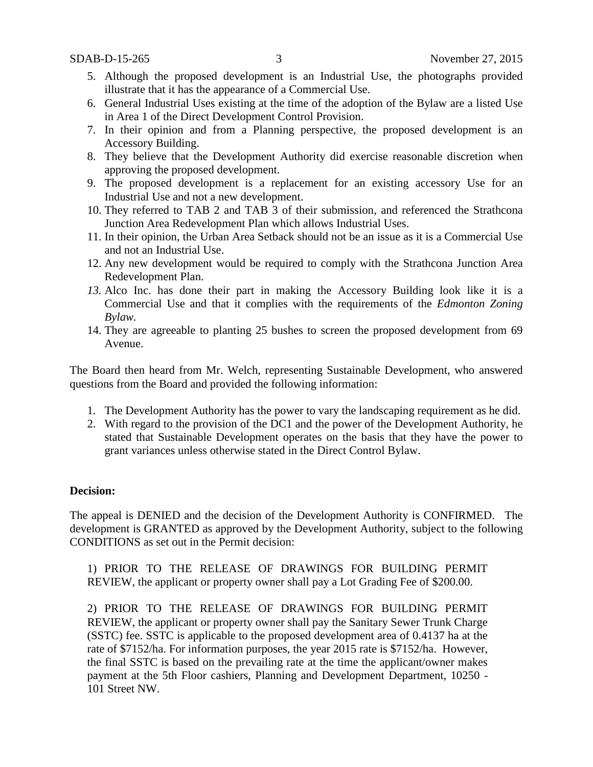5. Although the proposed development is an Industrial Use, the photographs provided illustrate that it has the appearance of a Commercial Use.
6. General Industrial Uses existing at the time of the adoption of the Bylaw are a listed Use in Area 1 of the Direct Development Control Provision.
7. In their opinion and from a Planning perspective, the proposed development is an Accessory Building.
8. They believe that the Development Authority did exercise reasonable discretion when approving the proposed development.
9. The proposed development is a replacement for an existing accessory Use for an Industrial Use and not a new development.
10. They referred to TAB 2 and TAB 3 of their submission, and referenced the Strathcona Junction Area Redevelopment Plan which allows Industrial Uses.
11. In their opinion, the Urban Area Setback should not be an issue as it is a Commercial Use and not an Industrial Use.
12. Any new development would be required to comply with the Strathcona Junction Area Redevelopment Plan.
13. Alco Inc. has done their part in making the Accessory Building look like it is a Commercial Use and that it complies with the requirements of the *Edmonton Zoning Bylaw.*
14. They are agreeable to planting 25 bushes to screen the proposed development from 69 Avenue.

The Board then heard from Mr. Welch, representing Sustainable Development, who answered questions from the Board and provided the following information:

1. The Development Authority has the power to vary the landscaping requirement as he did.
2. With regard to the provision of the DC1 and the power of the Development Authority, he stated that Sustainable Development operates on the basis that they have the power to grant variances unless otherwise stated in the Direct Control Bylaw.

**Decision:**

The appeal is DENIED and the decision of the Development Authority is CONFIRMED. The development is GRANTED as approved by the Development Authority, subject to the following CONDITIONS as set out in the Permit decision:

1) PRIOR TO THE RELEASE OF DRAWINGS FOR BUILDING PERMIT REVIEW, the applicant or property owner shall pay a Lot Grading Fee of $200.00.

2) PRIOR TO THE RELEASE OF DRAWINGS FOR BUILDING PERMIT REVIEW, the applicant or property owner shall pay the Sanitary Sewer Trunk Charge (SSTC) fee. SSTC is applicable to the proposed development area of 0.4137 ha at the rate of $7152/ha. For information purposes, the year 2015 rate is $7152/ha. However, the final SSTC is based on the prevailing rate at the time the applicant/owner makes payment at the 5th Floor cashiers, Planning and Development Department, 10250 - 101 Street NW.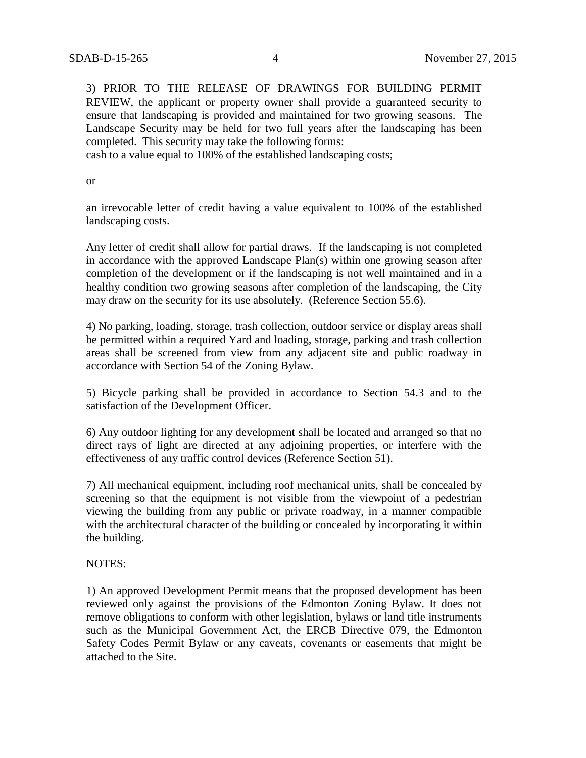3) PRIOR TO THE RELEASE OF DRAWINGS FOR BUILDING PERMIT REVIEW, the applicant or property owner shall provide a guaranteed security to ensure that landscaping is provided and maintained for two growing seasons. The Landscape Security may be held for two full years after the landscaping has been completed. This security may take the following forms:
cash to a value equal to 100% of the established landscaping costs;

or

an irrevocable letter of credit having a value equivalent to 100% of the established landscaping costs.

Any letter of credit shall allow for partial draws. If the landscaping is not completed in accordance with the approved Landscape Plan(s) within one growing season after completion of the development or if the landscaping is not well maintained and in a healthy condition two growing seasons after completion of the landscaping, the City may draw on the security for its use absolutely. (Reference Section 55.6).

4) No parking, loading, storage, trash collection, outdoor service or display areas shall be permitted within a required Yard and loading, storage, parking and trash collection areas shall be screened from view from any adjacent site and public roadway in accordance with Section 54 of the Zoning Bylaw.

5) Bicycle parking shall be provided in accordance to Section 54.3 and to the satisfaction of the Development Officer.

6) Any outdoor lighting for any development shall be located and arranged so that no direct rays of light are directed at any adjoining properties, or interfere with the effectiveness of any traffic control devices (Reference Section 51).

7) All mechanical equipment, including roof mechanical units, shall be concealed by screening so that the equipment is not visible from the viewpoint of a pedestrian viewing the building from any public or private roadway, in a manner compatible with the architectural character of the building or concealed by incorporating it within the building.

NOTES:

1) An approved Development Permit means that the proposed development has been reviewed only against the provisions of the Edmonton Zoning Bylaw. It does not remove obligations to conform with other legislation, bylaws or land title instruments such as the Municipal Government Act, the ERCB Directive 079, the Edmonton Safety Codes Permit Bylaw or any caveats, covenants or easements that might be attached to the Site.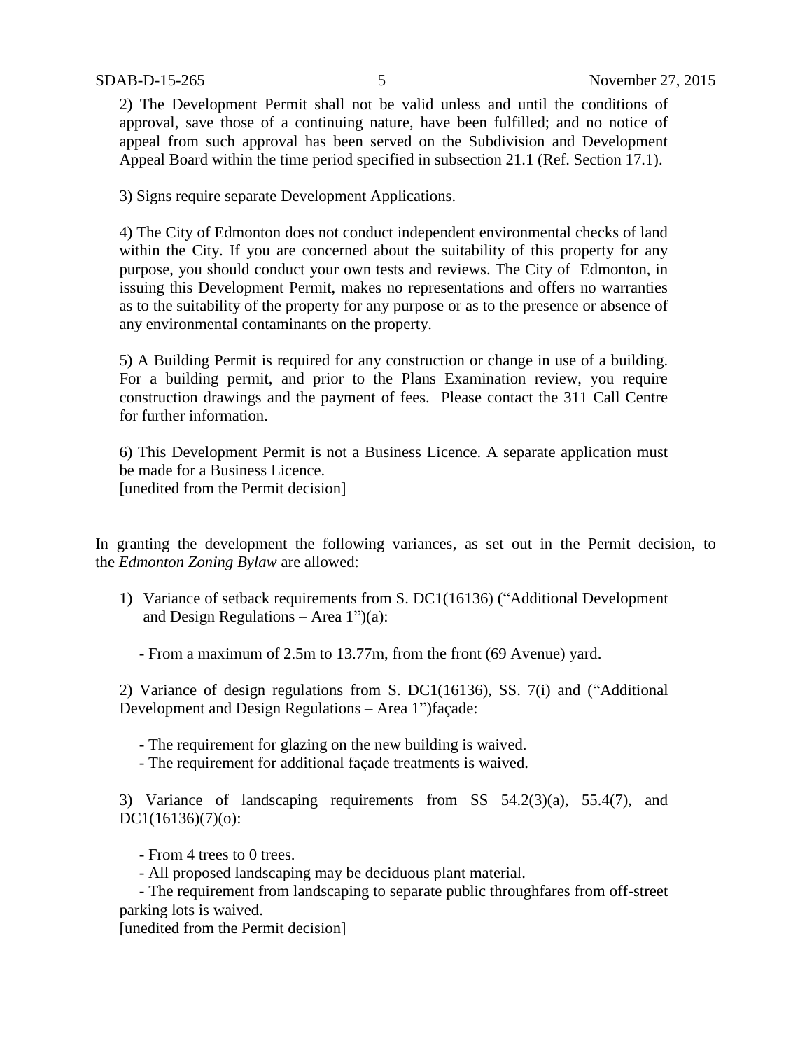2) The Development Permit shall not be valid unless and until the conditions of approval, save those of a continuing nature, have been fulfilled; and no notice of appeal from such approval has been served on the Subdivision and Development Appeal Board within the time period specified in subsection 21.1 (Ref. Section 17.1).

3) Signs require separate Development Applications.

4) The City of Edmonton does not conduct independent environmental checks of land within the City. If you are concerned about the suitability of this property for any purpose, you should conduct your own tests and reviews. The City of Edmonton, in issuing this Development Permit, makes no representations and offers no warranties as to the suitability of the property for any purpose or as to the presence or absence of any environmental contaminants on the property.

5) A Building Permit is required for any construction or change in use of a building. For a building permit, and prior to the Plans Examination review, you require construction drawings and the payment of fees. Please contact the 311 Call Centre for further information.

6) This Development Permit is not a Business Licence. A separate application must be made for a Business Licence.
[unedited from the Permit decision]

In granting the development the following variances, as set out in the Permit decision, to the *Edmonton Zoning Bylaw* are allowed:

1) Variance of setback requirements from S. DC1(16136) ("Additional Development and Design Regulations – Area 1")(a):

   - From a maximum of 2.5m to 13.77m, from the front (69 Avenue) yard.

2) Variance of design regulations from S. DC1(16136), SS. 7(i) and ("Additional Development and Design Regulations – Area 1")façade:

   - The requirement for glazing on the new building is waived.
   - The requirement for additional façade treatments is waived.

3) Variance of landscaping requirements from SS 54.2(3)(a), 55.4(7), and DC1(16136)(7)(o):

   - From 4 trees to 0 trees.
   - All proposed landscaping may be deciduous plant material.
   - The requirement from landscaping to separate public throughfares from off-street parking lots is waived.

[unedited from the Permit decision]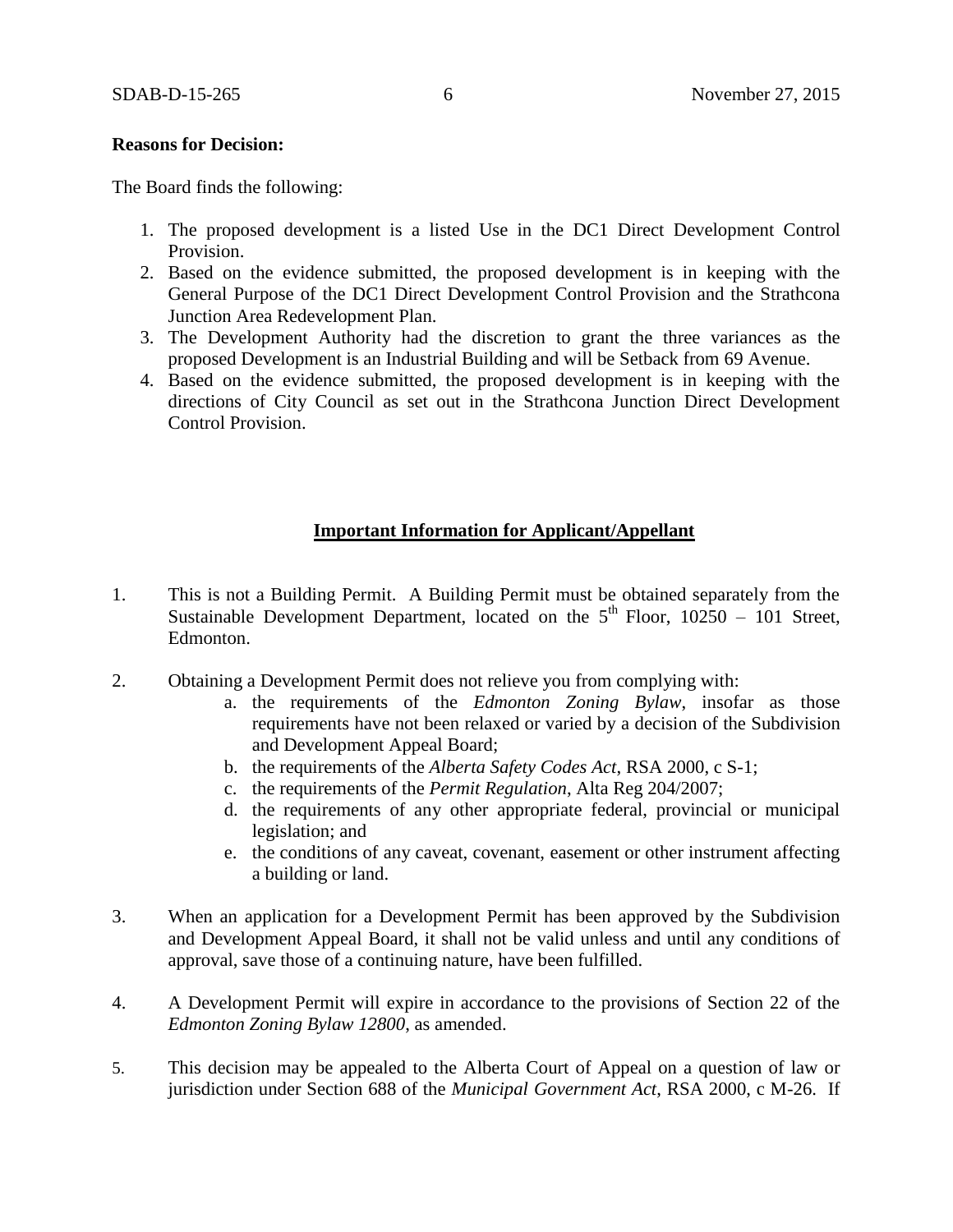**Reasons for Decision:**

The Board finds the following:

1. The proposed development is a listed Use in the DC1 Direct Development Control Provision.
2. Based on the evidence submitted, the proposed development is in keeping with the General Purpose of the DC1 Direct Development Control Provision and the Strathcona Junction Area Redevelopment Plan.
3. The Development Authority had the discretion to grant the three variances as the proposed Development is an Industrial Building and will be Setback from 69 Avenue.
4. Based on the evidence submitted, the proposed development is in keeping with the directions of City Council as set out in the Strathcona Junction Direct Development Control Provision.

**<u>Important Information for Applicant/Appellant</u>**

1. This is not a Building Permit. A Building Permit must be obtained separately from the Sustainable Development Department, located on the 5th Floor, 10250 – 101 Street, Edmonton.

2. Obtaining a Development Permit does not relieve you from complying with:
   a. the requirements of the *Edmonton Zoning Bylaw*, insofar as those requirements have not been relaxed or varied by a decision of the Subdivision and Development Appeal Board;
   b. the requirements of the *Alberta Safety Codes Act*, RSA 2000, c S-1;
   c. the requirements of the *Permit Regulation*, Alta Reg 204/2007;
   d. the requirements of any other appropriate federal, provincial or municipal legislation; and
   e. the conditions of any caveat, covenant, easement or other instrument affecting a building or land.

3. When an application for a Development Permit has been approved by the Subdivision and Development Appeal Board, it shall not be valid unless and until any conditions of approval, save those of a continuing nature, have been fulfilled.

4. A Development Permit will expire in accordance to the provisions of Section 22 of the *Edmonton Zoning Bylaw 12800*, as amended.

5. This decision may be appealed to the Alberta Court of Appeal on a question of law or jurisdiction under Section 688 of the *Municipal Government Act*, RSA 2000, c M-26. If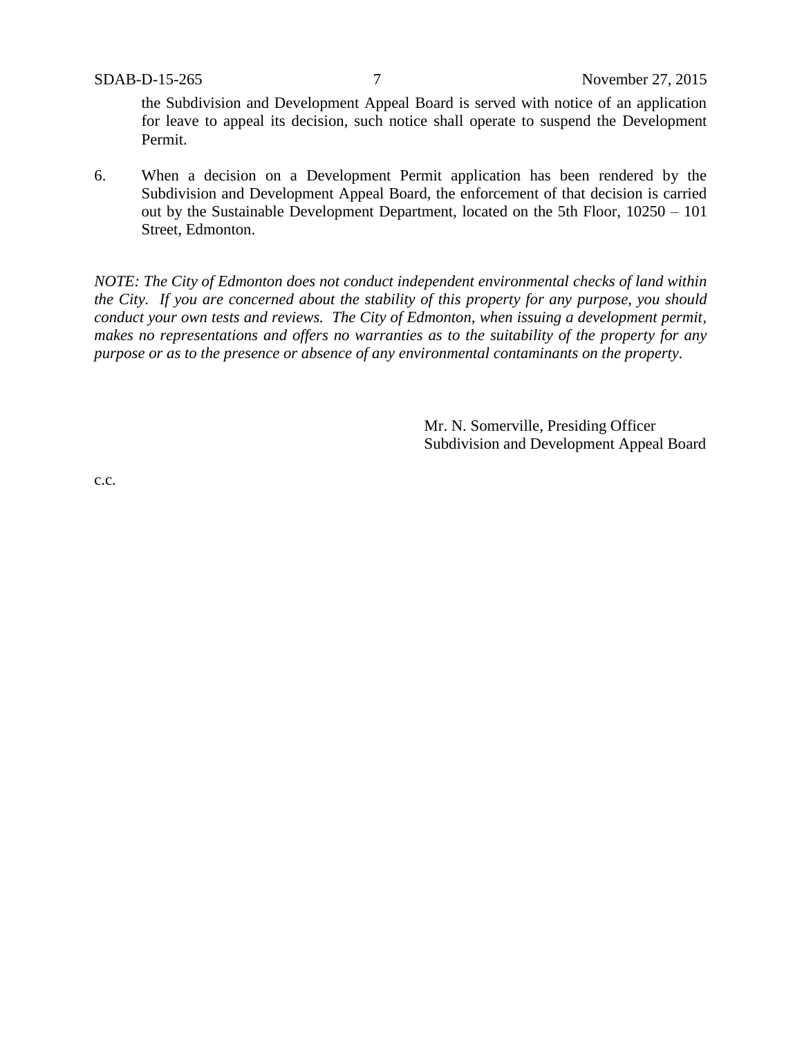the Subdivision and Development Appeal Board is served with notice of an application for leave to appeal its decision, such notice shall operate to suspend the Development Permit.

6. When a decision on a Development Permit application has been rendered by the Subdivision and Development Appeal Board, the enforcement of that decision is carried out by the Sustainable Development Department, located on the 5th Floor, 10250 – 101 Street, Edmonton.

*NOTE: The City of Edmonton does not conduct independent environmental checks of land within the City. If you are concerned about the stability of this property for any purpose, you should conduct your own tests and reviews. The City of Edmonton, when issuing a development permit, makes no representations and offers no warranties as to the suitability of the property for any purpose or as to the presence or absence of any environmental contaminants on the property.*

Mr. N. Somerville, Presiding Officer
Subdivision and Development Appeal Board

c.c.